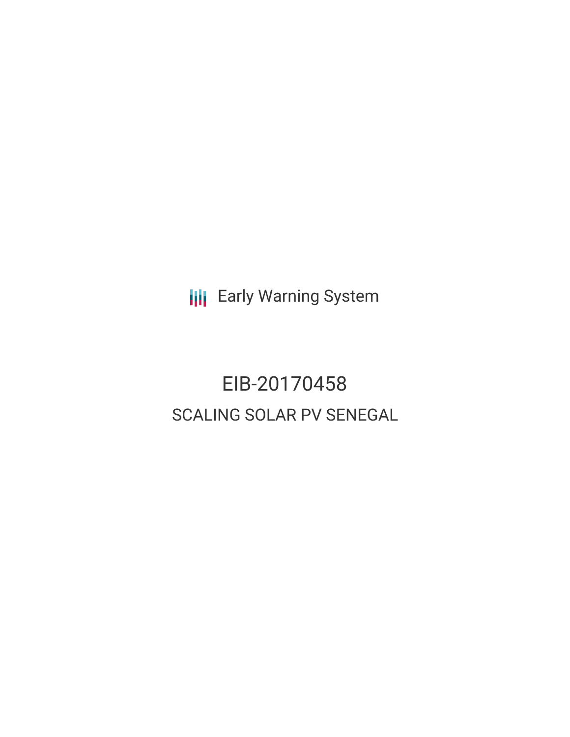Early Warning System

# EIB-20170458

## SCALING SOLAR PV SENEGAL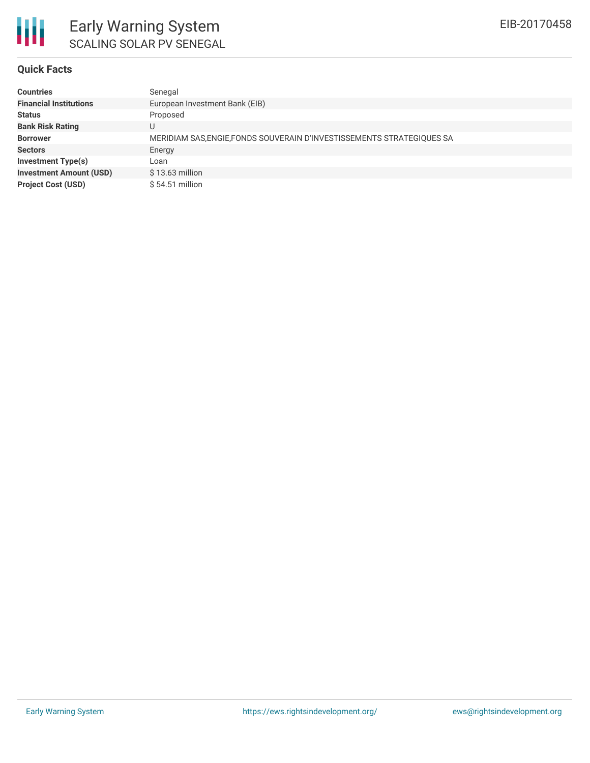# Early Warning System

## SCALING SOLAR PV SENEGAL

EIB-20170458

### Quick Facts

| | |
|---|---|
| **Countries** | Senegal |
| **Financial Institutions** | European Investment Bank (EIB) |
| **Status** | Proposed |
| **Bank Risk Rating** | U |
| **Borrower** | MERIDIAM SAS,ENGIE,FONDS SOUVERAIN D'INVESTISSEMENTS STRATEGIQUES SA |
| **Sectors** | Energy |
| **Investment Type(s)** | Loan |
| **Investment Amount (USD)** | $ 13.63 million |
| **Project Cost (USD)** | $ 54.51 million |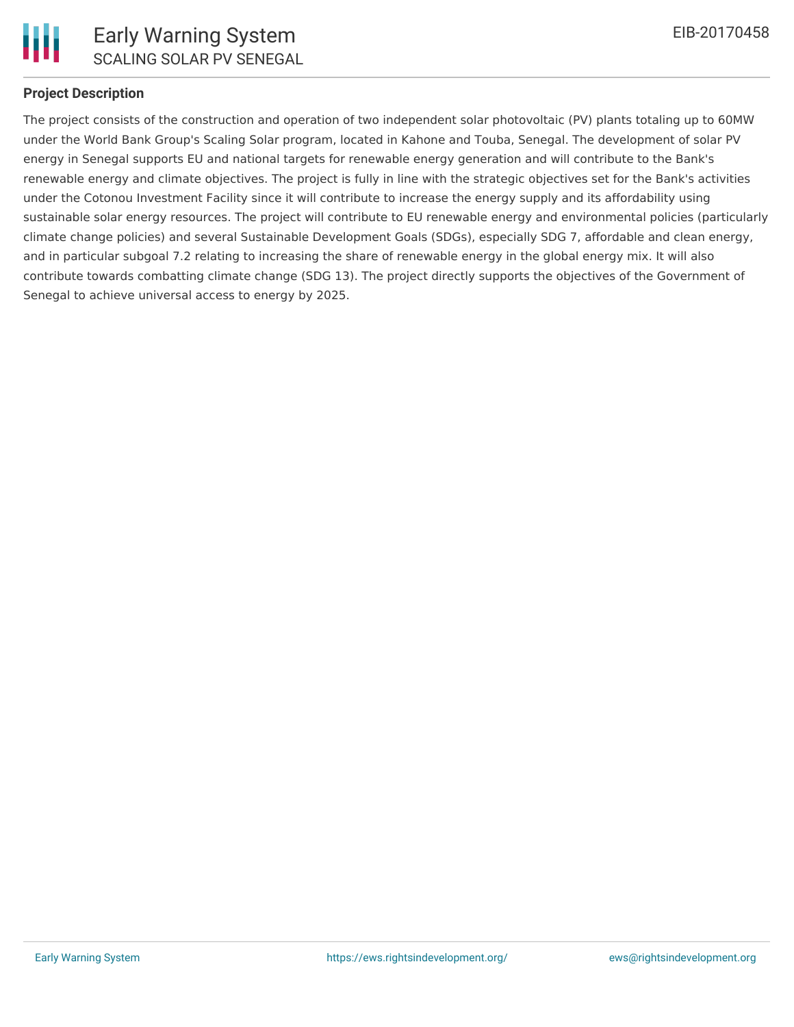## Project Description

The project consists of the construction and operation of two independent solar photovoltaic (PV) plants totaling up to 60MW under the World Bank Group's Scaling Solar program, located in Kahone and Touba, Senegal. The development of solar PV energy in Senegal supports EU and national targets for renewable energy generation and will contribute to the Bank's renewable energy and climate objectives. The project is fully in line with the strategic objectives set for the Bank's activities under the Cotonou Investment Facility since it will contribute to increase the energy supply and its affordability using sustainable solar energy resources. The project will contribute to EU renewable energy and environmental policies (particularly climate change policies) and several Sustainable Development Goals (SDGs), especially SDG 7, affordable and clean energy, and in particular subgoal 7.2 relating to increasing the share of renewable energy in the global energy mix. It will also contribute towards combatting climate change (SDG 13). The project directly supports the objectives of the Government of Senegal to achieve universal access to energy by 2025.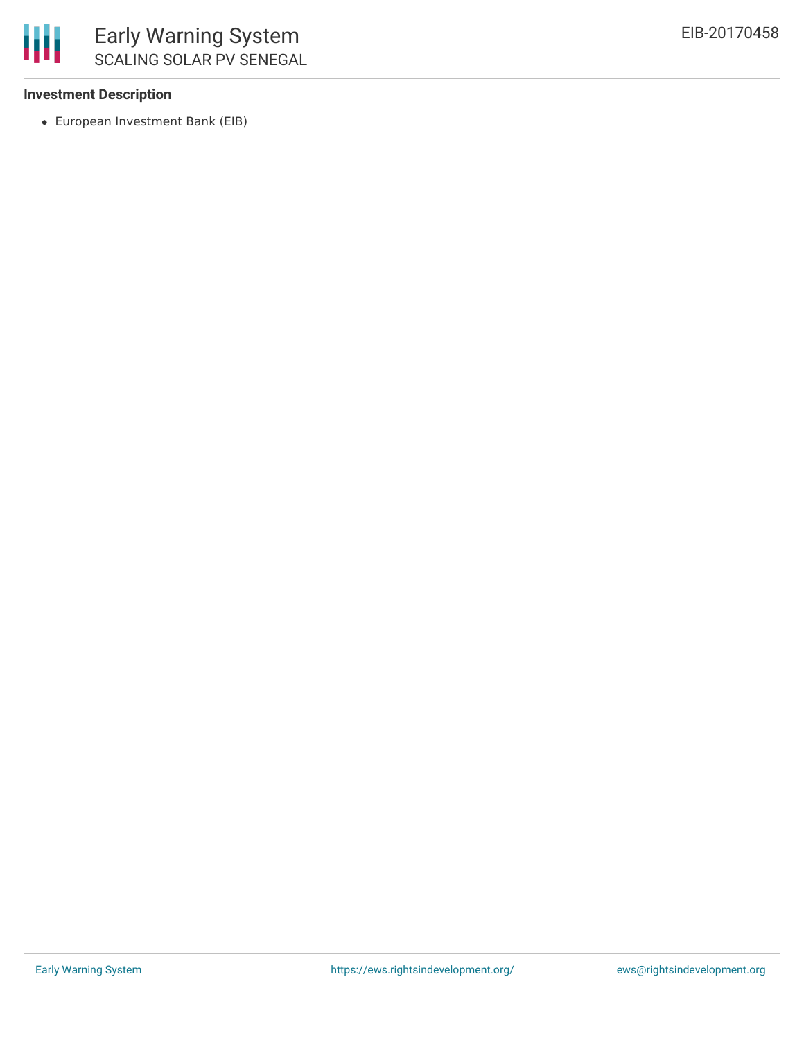**Investment Description**

- European Investment Bank (EIB)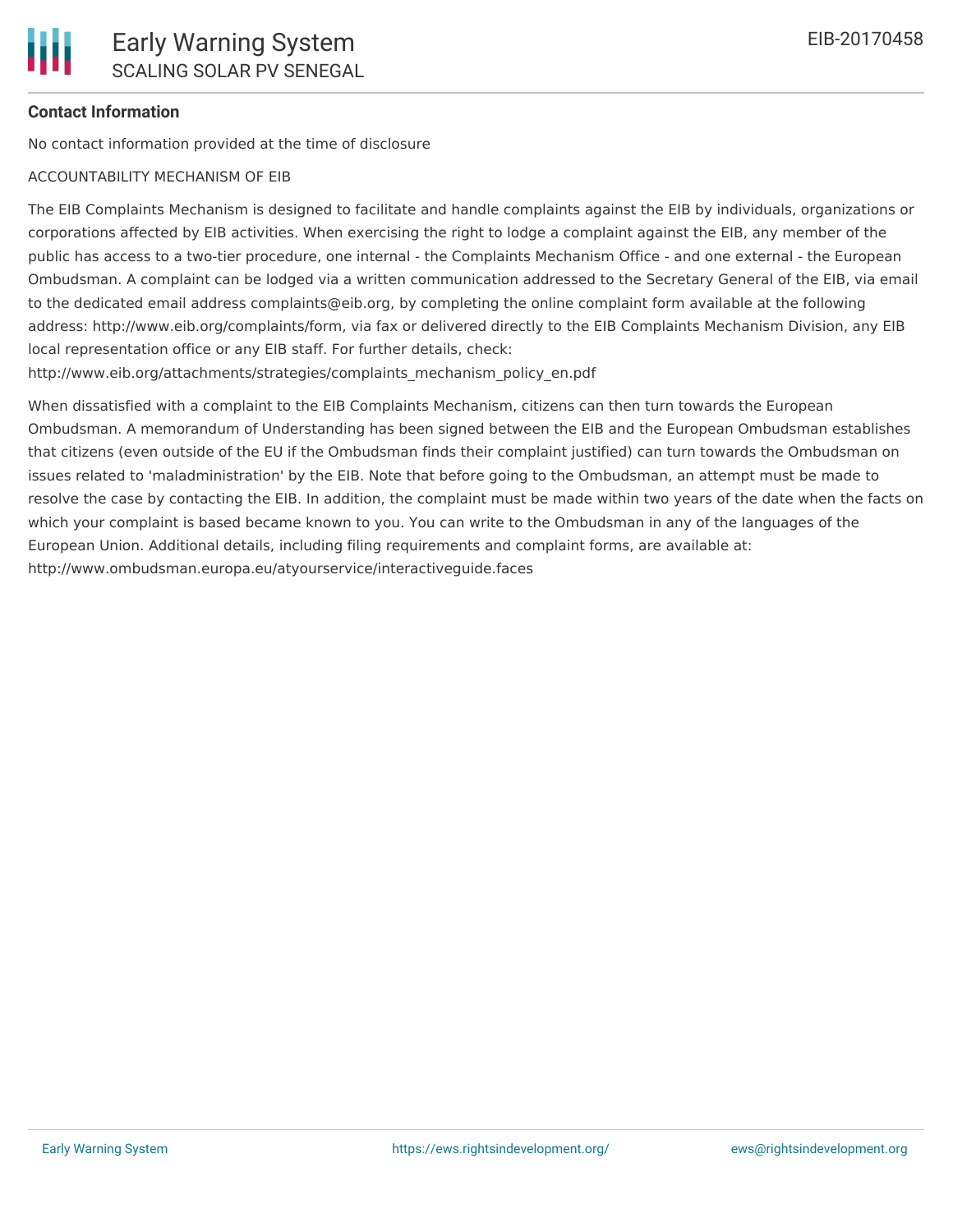**Contact Information**

No contact information provided at the time of disclosure

ACCOUNTABILITY MECHANISM OF EIB

The EIB Complaints Mechanism is designed to facilitate and handle complaints against the EIB by individuals, organizations or corporations affected by EIB activities. When exercising the right to lodge a complaint against the EIB, any member of the public has access to a two-tier procedure, one internal - the Complaints Mechanism Office - and one external - the European Ombudsman. A complaint can be lodged via a written communication addressed to the Secretary General of the EIB, via email to the dedicated email address complaints@eib.org, by completing the online complaint form available at the following address: http://www.eib.org/complaints/form, via fax or delivered directly to the EIB Complaints Mechanism Division, any EIB local representation office or any EIB staff. For further details, check: http://www.eib.org/attachments/strategies/complaints_mechanism_policy_en.pdf

When dissatisfied with a complaint to the EIB Complaints Mechanism, citizens can then turn towards the European Ombudsman. A memorandum of Understanding has been signed between the EIB and the European Ombudsman establishes that citizens (even outside of the EU if the Ombudsman finds their complaint justified) can turn towards the Ombudsman on issues related to 'maladministration' by the EIB. Note that before going to the Ombudsman, an attempt must be made to resolve the case by contacting the EIB. In addition, the complaint must be made within two years of the date when the facts on which your complaint is based became known to you. You can write to the Ombudsman in any of the languages of the European Union. Additional details, including filing requirements and complaint forms, are available at: http://www.ombudsman.europa.eu/atyourservice/interactiveguide.faces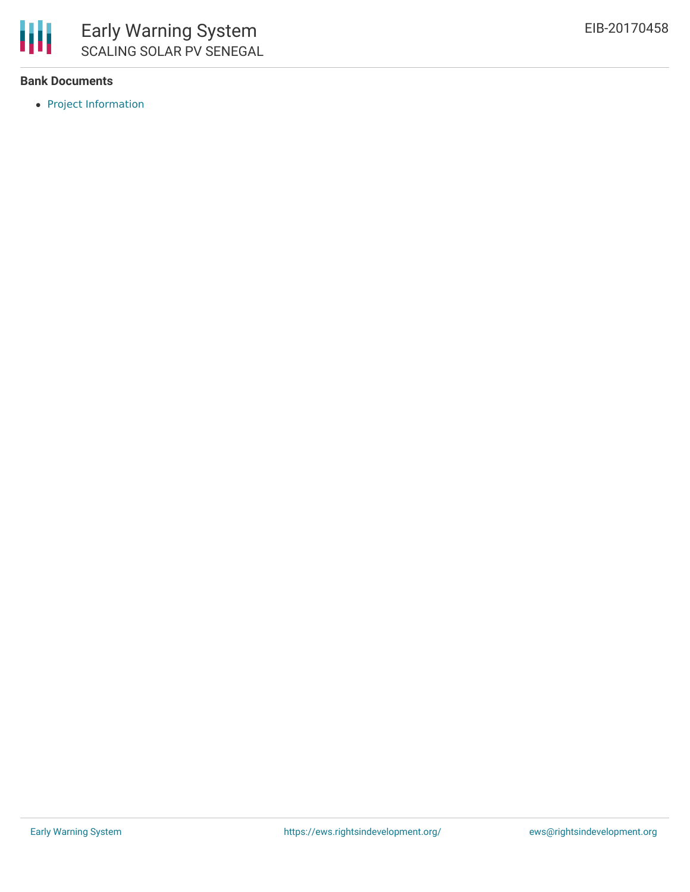**Bank Documents**

- Project Information